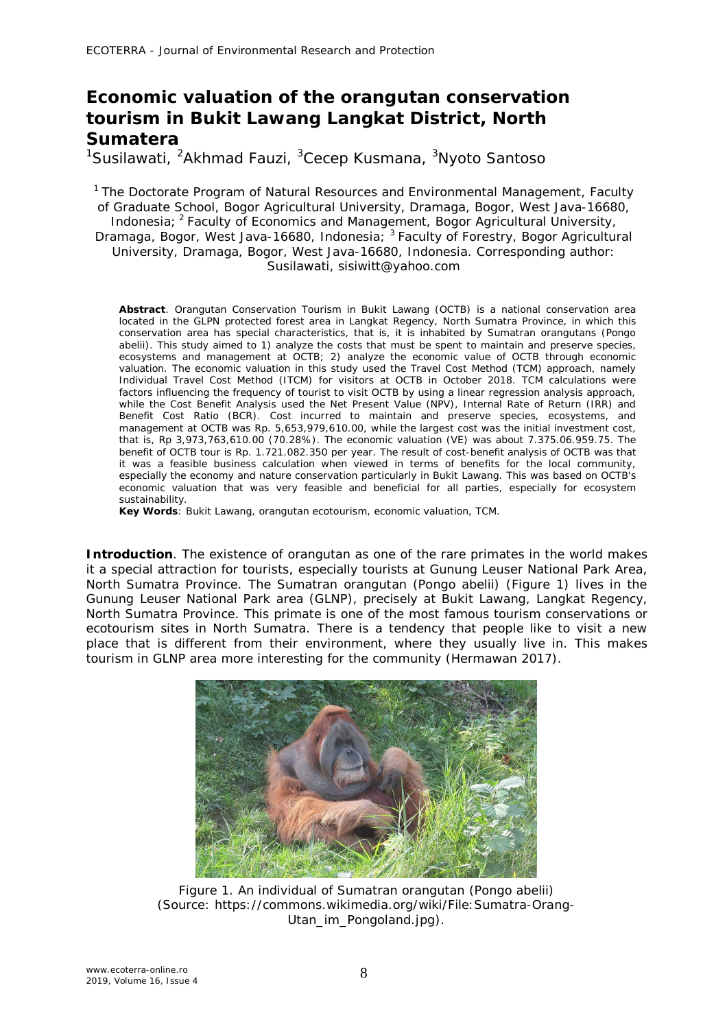# Economic valuation of the orangutan conservation tourism in Bukit Lawang Langkat District, North Sumatera

[1]Susilawati, [2]Akhmad Fauzi, [3]Cecep Kusmana, [3]Nyoto Santoso

[1] The Doctorate Program of Natural Resources and Environmental Management, Faculty of Graduate School, Bogor Agricultural University, Dramaga, Bogor, West Java-16680, Indonesia; [2] Faculty of Economics and Management, Bogor Agricultural University, Dramaga, Bogor, West Java-16680, Indonesia; [3] Faculty of Forestry, Bogor Agricultural University, Dramaga, Bogor, West Java-16680, Indonesia. Corresponding author: Susilawati, sisiwitt@yahoo.com

**Abstract**. Orangutan Conservation Tourism in Bukit Lawang (OCTB) is a national conservation area located in the GLPN protected forest area in Langkat Regency, North Sumatra Province, in which this conservation area has special characteristics, that is, it is inhabited by Sumatran orangutans (*Pongo abelii*). This study aimed to 1) analyze the costs that must be spent to maintain and preserve species, ecosystems and management at OCTB; 2) analyze the economic value of OCTB through economic valuation. The economic valuation in this study used the Travel Cost Method (TCM) approach, namely Individual Travel Cost Method (ITCM) for visitors at OCTB in October 2018. TCM calculations were factors influencing the frequency of tourist to visit OCTB by using a linear regression analysis approach, while the Cost Benefit Analysis used the Net Present Value (NPV), Internal Rate of Return (IRR) and Benefit Cost Ratio (BCR). Cost incurred to maintain and preserve species, ecosystems, and management at OCTB was Rp. 5,653,979,610.00, while the largest cost was the initial investment cost, that is, Rp 3,973,763,610.00 (70.28%). The economic valuation (VE) was about 7.375.06.959.75. The benefit of OCTB tour is Rp. 1.721.082.350 per year. The result of cost-benefit analysis of OCTB was that it was a feasible business calculation when viewed in terms of benefits for the local community, especially the economy and nature conservation particularly in Bukit Lawang. This was based on OCTB's economic valuation that was very feasible and beneficial for all parties, especially for ecosystem sustainability.

**Key Words**: Bukit Lawang, orangutan ecotourism, economic valuation, TCM.

**Introduction**. The existence of orangutan as one of the rare primates in the world makes it a special attraction for tourists, especially tourists at Gunung Leuser National Park Area, North Sumatra Province. The Sumatran orangutan (*Pongo abelii*) (Figure 1) lives in the Gunung Leuser National Park area (GLNP), precisely at Bukit Lawang, Langkat Regency, North Sumatra Province. This primate is one of the most famous tourism conservations or ecotourism sites in North Sumatra. There is a tendency that people like to visit a new place that is different from their environment, where they usually live in. This makes tourism in GLNP area more interesting for the community (Hermawan 2017).

Figure 1. An individual of Sumatran orangutan (*Pongo abelii*) (Source: https://commons.wikimedia.org/wiki/File:Sumatra-Orang-Utan_im_Pongoland.jpg).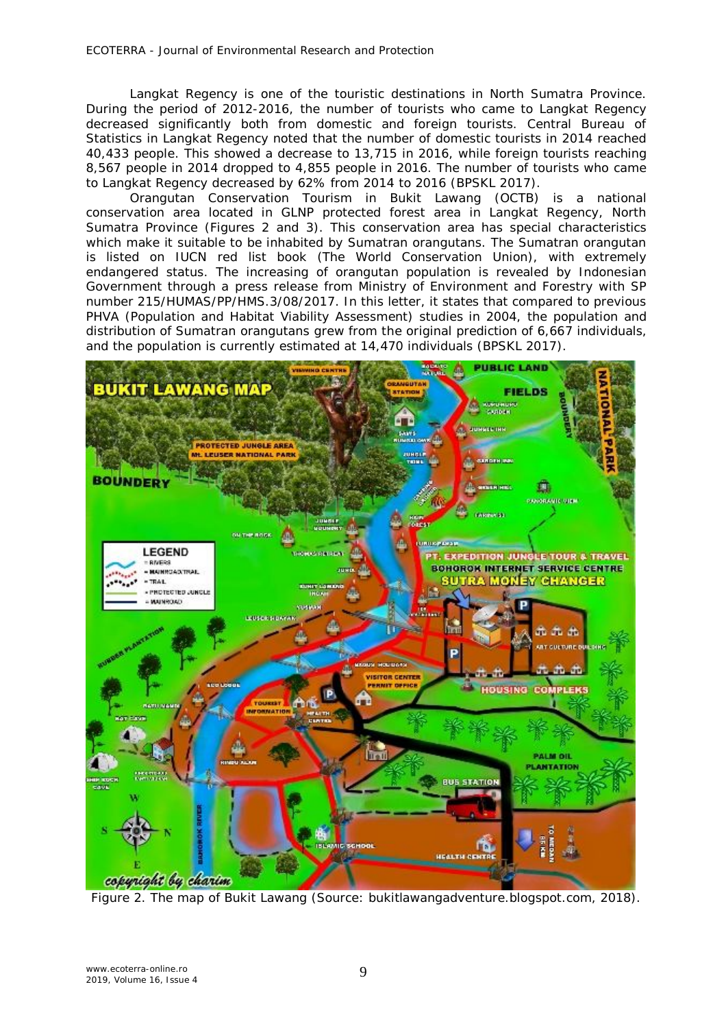Langkat Regency is one of the touristic destinations in North Sumatra Province. During the period of 2012-2016, the number of tourists who came to Langkat Regency decreased significantly both from domestic and foreign tourists. Central Bureau of Statistics in Langkat Regency noted that the number of domestic tourists in 2014 reached 40,433 people. This showed a decrease to 13,715 in 2016, while foreign tourists reaching 8,567 people in 2014 dropped to 4,855 people in 2016. The number of tourists who came to Langkat Regency decreased by 62% from 2014 to 2016 (BPSKL 2017).

Orangutan Conservation Tourism in Bukit Lawang (OCTB) is a national conservation area located in GLNP protected forest area in Langkat Regency, North Sumatra Province (Figures 2 and 3). This conservation area has special characteristics which make it suitable to be inhabited by Sumatran orangutans. The Sumatran orangutan is listed on IUCN red list book (The World Conservation Union), with extremely endangered status. The increasing of orangutan population is revealed by Indonesian Government through a press release from Ministry of Environment and Forestry with SP number 215/HUMAS/PP/HMS.3/08/2017. In this letter, it states that compared to previous PHVA (Population and Habitat Viability Assessment) studies in 2004, the population and distribution of Sumatran orangutans grew from the original prediction of 6,667 individuals, and the population is currently estimated at 14,470 individuals (BPSKL 2017).

Figure 2. The map of Bukit Lawang (Source: bukitlawangadventure.blogspot.com, 2018).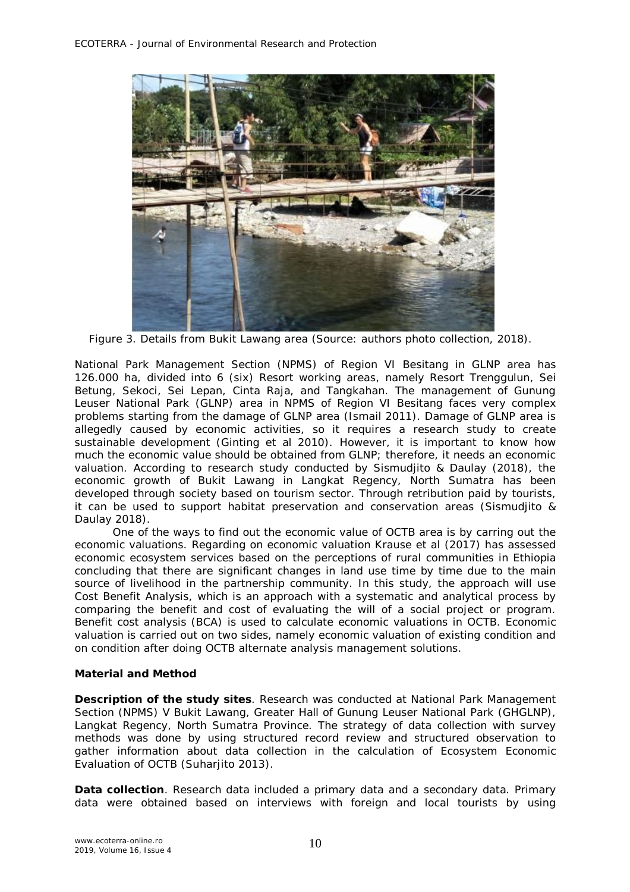Figure 3. Details from Bukit Lawang area (Source: authors photo collection, 2018).

National Park Management Section (NPMS) of Region VI Besitang in GLNP area has 126.000 ha, divided into 6 (six) Resort working areas, namely Resort Trenggulun, Sei Betung, Sekoci, Sei Lepan, Cinta Raja, and Tangkahan. The management of Gunung Leuser National Park (GLNP) area in NPMS of Region VI Besitang faces very complex problems starting from the damage of GLNP area (Ismail 2011). Damage of GLNP area is allegedly caused by economic activities, so it requires a research study to create sustainable development (Ginting et al 2010). However, it is important to know how much the economic value should be obtained from GLNP; therefore, it needs an economic valuation. According to research study conducted by Sismudjito & Daulay (2018), the economic growth of Bukit Lawang in Langkat Regency, North Sumatra has been developed through society based on tourism sector. Through retribution paid by tourists, it can be used to support habitat preservation and conservation areas (Sismudjito & Daulay 2018).

One of the ways to find out the economic value of OCTB area is by carring out the economic valuations. Regarding on economic valuation Krause et al (2017) has assessed economic ecosystem services based on the perceptions of rural communities in Ethiopia concluding that there are significant changes in land use time by time due to the main source of livelihood in the partnership community. In this study, the approach will use Cost Benefit Analysis, which is an approach with a systematic and analytical process by comparing the benefit and cost of evaluating the will of a social project or program. Benefit cost analysis (BCA) is used to calculate economic valuations in OCTB. Economic valuation is carried out on two sides, namely economic valuation of existing condition and on condition after doing OCTB alternate analysis management solutions.

## Material and Method

**Description of the study sites**. Research was conducted at National Park Management Section (NPMS) V Bukit Lawang, Greater Hall of Gunung Leuser National Park (GHGLNP), Langkat Regency, North Sumatra Province. The strategy of data collection with survey methods was done by using structured record review and structured observation to gather information about data collection in the calculation of Ecosystem Economic Evaluation of OCTB (Suharjito 2013).

**Data collection**. Research data included a primary data and a secondary data. Primary data were obtained based on interviews with foreign and local tourists by using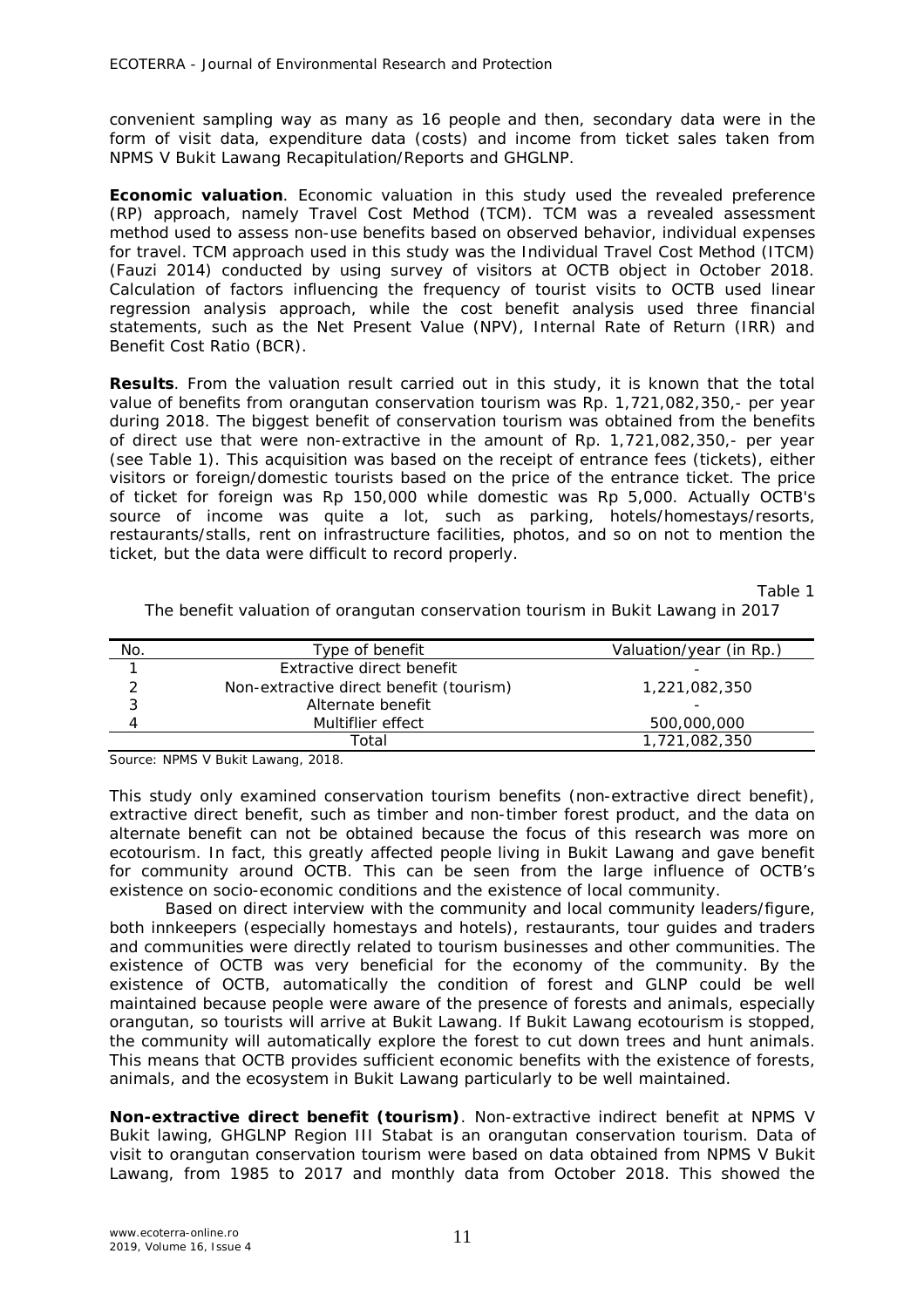convenient sampling way as many as 16 people and then, secondary data were in the form of visit data, expenditure data (costs) and income from ticket sales taken from NPMS V Bukit Lawang Recapitulation/Reports and GHGLNP.

**Economic valuation**. Economic valuation in this study used the revealed preference (RP) approach, namely Travel Cost Method (TCM). TCM was a revealed assessment method used to assess non-use benefits based on observed behavior, individual expenses for travel. TCM approach used in this study was the Individual Travel Cost Method (ITCM) (Fauzi 2014) conducted by using survey of visitors at OCTB object in October 2018. Calculation of factors influencing the frequency of tourist visits to OCTB used linear regression analysis approach, while the cost benefit analysis used three financial statements, such as the Net Present Value (NPV), Internal Rate of Return (IRR) and Benefit Cost Ratio (BCR).

**Results**. From the valuation result carried out in this study, it is known that the total value of benefits from orangutan conservation tourism was Rp. 1,721,082,350,- per year during 2018. The biggest benefit of conservation tourism was obtained from the benefits of direct use that were non-extractive in the amount of Rp. 1,721,082,350,- per year (see Table 1). This acquisition was based on the receipt of entrance fees (tickets), either visitors or foreign/domestic tourists based on the price of the entrance ticket. The price of ticket for foreign was Rp 150,000 while domestic was Rp 5,000. Actually OCTB's source of income was quite a lot, such as parking, hotels/homestays/resorts, restaurants/stalls, rent on infrastructure facilities, photos, and so on not to mention the ticket, but the data were difficult to record properly.

Table 1

The benefit valuation of orangutan conservation tourism in Bukit Lawang in 2017

| No. | Type of benefit | Valuation/year (in Rp.) |
|---|---|---|
| 1 | Extractive direct benefit | - |
| 2 | Non-extractive direct benefit (tourism) | 1,221,082,350 |
| 3 | Alternate benefit | - |
| 4 | Multiflier effect | 500,000,000 |
| | Total | 1,721,082,350 |

Source: NPMS V Bukit Lawang, 2018.

This study only examined conservation tourism benefits (non-extractive direct benefit), extractive direct benefit, such as timber and non-timber forest product, and the data on alternate benefit can not be obtained because the focus of this research was more on ecotourism. In fact, this greatly affected people living in Bukit Lawang and gave benefit for community around OCTB. This can be seen from the large influence of OCTB's existence on socio-economic conditions and the existence of local community.

Based on direct interview with the community and local community leaders/figure, both innkeepers (especially homestays and hotels), restaurants, tour guides and traders and communities were directly related to tourism businesses and other communities. The existence of OCTB was very beneficial for the economy of the community. By the existence of OCTB, automatically the condition of forest and GLNP could be well maintained because people were aware of the presence of forests and animals, especially orangutan, so tourists will arrive at Bukit Lawang. If Bukit Lawang ecotourism is stopped, the community will automatically explore the forest to cut down trees and hunt animals. This means that OCTB provides sufficient economic benefits with the existence of forests, animals, and the ecosystem in Bukit Lawang particularly to be well maintained.

**Non-extractive direct benefit (tourism)**. Non-extractive indirect benefit at NPMS V Bukit lawing, GHGLNP Region III Stabat is an orangutan conservation tourism. Data of visit to orangutan conservation tourism were based on data obtained from NPMS V Bukit Lawang, from 1985 to 2017 and monthly data from October 2018. This showed the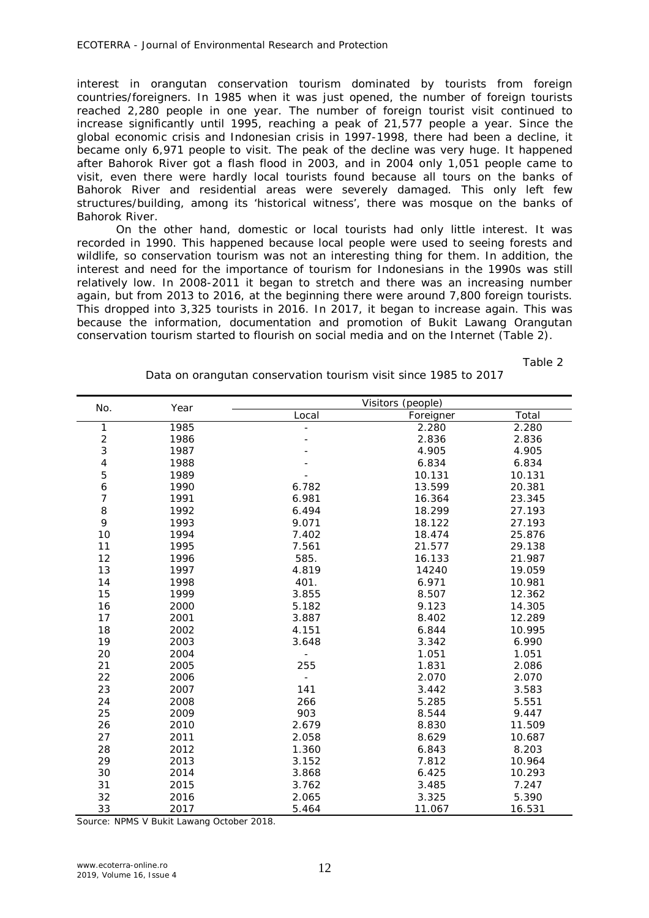interest in orangutan conservation tourism dominated by tourists from foreign countries/foreigners. In 1985 when it was just opened, the number of foreign tourists reached 2,280 people in one year. The number of foreign tourist visit continued to increase significantly until 1995, reaching a peak of 21,577 people a year. Since the global economic crisis and Indonesian crisis in 1997-1998, there had been a decline, it became only 6,971 people to visit. The peak of the decline was very huge. It happened after Bahorok River got a flash flood in 2003, and in 2004 only 1,051 people came to visit, even there were hardly local tourists found because all tours on the banks of Bahorok River and residential areas were severely damaged. This only left few structures/building, among its 'historical witness', there was mosque on the banks of Bahorok River.

On the other hand, domestic or local tourists had only little interest. It was recorded in 1990. This happened because local people were used to seeing forests and wildlife, so conservation tourism was not an interesting thing for them. In addition, the interest and need for the importance of tourism for Indonesians in the 1990s was still relatively low. In 2008-2011 it began to stretch and there was an increasing number again, but from 2013 to 2016, at the beginning there were around 7,800 foreign tourists. This dropped into 3,325 tourists in 2016. In 2017, it began to increase again. This was because the information, documentation and promotion of Bukit Lawang Orangutan conservation tourism started to flourish on social media and on the Internet (Table 2).

Table 2

Data on orangutan conservation tourism visit since 1985 to 2017

| No. | Year | Visitors (people) | | |
|---|---|---|---|---|
| | | Local | Foreigner | Total |
| 1 | 1985 | - | 2.280 | 2.280 |
| 2 | 1986 | - | 2.836 | 2.836 |
| 3 | 1987 | - | 4.905 | 4.905 |
| 4 | 1988 | - | 6.834 | 6.834 |
| 5 | 1989 | - | 10.131 | 10.131 |
| 6 | 1990 | 6.782 | 13.599 | 20.381 |
| 7 | 1991 | 6.981 | 16.364 | 23.345 |
| 8 | 1992 | 6.494 | 18.299 | 27.193 |
| 9 | 1993 | 9.071 | 18.122 | 27.193 |
| 10 | 1994 | 7.402 | 18.474 | 25.876 |
| 11 | 1995 | 7.561 | 21.577 | 29.138 |
| 12 | 1996 | 585. | 16.133 | 21.987 |
| 13 | 1997 | 4.819 | 14240 | 19.059 |
| 14 | 1998 | 401. | 6.971 | 10.981 |
| 15 | 1999 | 3.855 | 8.507 | 12.362 |
| 16 | 2000 | 5.182 | 9.123 | 14.305 |
| 17 | 2001 | 3.887 | 8.402 | 12.289 |
| 18 | 2002 | 4.151 | 6.844 | 10.995 |
| 19 | 2003 | 3.648 | 3.342 | 6.990 |
| 20 | 2004 | - | 1.051 | 1.051 |
| 21 | 2005 | 255 | 1.831 | 2.086 |
| 22 | 2006 | - | 2.070 | 2.070 |
| 23 | 2007 | 141 | 3.442 | 3.583 |
| 24 | 2008 | 266 | 5.285 | 5.551 |
| 25 | 2009 | 903 | 8.544 | 9.447 |
| 26 | 2010 | 2.679 | 8.830 | 11.509 |
| 27 | 2011 | 2.058 | 8.629 | 10.687 |
| 28 | 2012 | 1.360 | 6.843 | 8.203 |
| 29 | 2013 | 3.152 | 7.812 | 10.964 |
| 30 | 2014 | 3.868 | 6.425 | 10.293 |
| 31 | 2015 | 3.762 | 3.485 | 7.247 |
| 32 | 2016 | 2.065 | 3.325 | 5.390 |
| 33 | 2017 | 5.464 | 11.067 | 16.531 |

Source: NPMS V Bukit Lawang October 2018.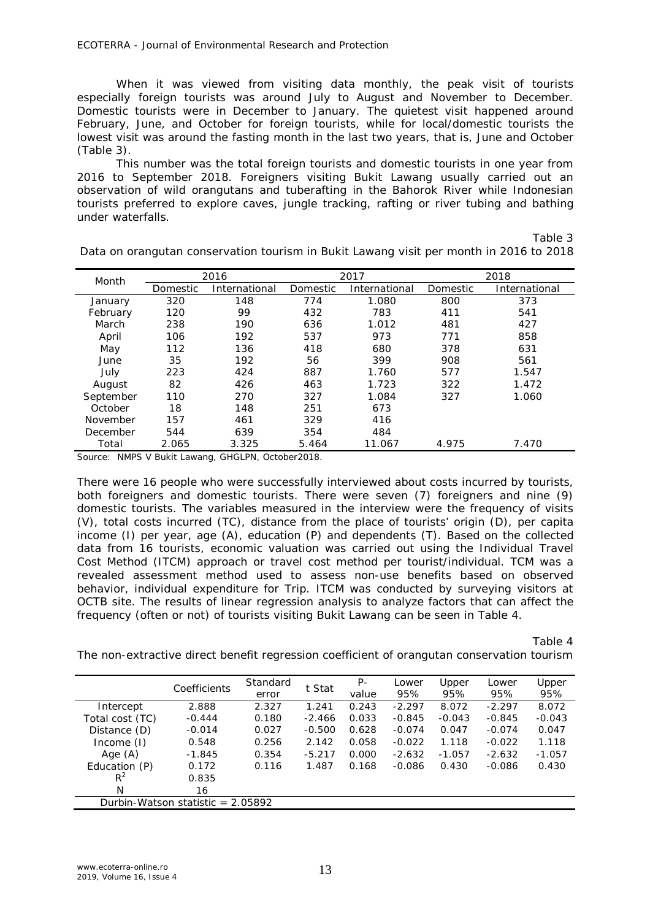When it was viewed from visiting data monthly, the peak visit of tourists especially foreign tourists was around July to August and November to December. Domestic tourists were in December to January. The quietest visit happened around February, June, and October for foreign tourists, while for local/domestic tourists the lowest visit was around the fasting month in the last two years, that is, June and October (Table 3).

This number was the total foreign tourists and domestic tourists in one year from 2016 to September 2018. Foreigners visiting Bukit Lawang usually carried out an observation of wild orangutans and tuberafting in the Bahorok River while Indonesian tourists preferred to explore caves, jungle tracking, rafting or river tubing and bathing under waterfalls.

Table 3

Data on orangutan conservation tourism in Bukit Lawang visit per month in 2016 to 2018

| Month | 2016 | | 2017 | | 2018 | |
|---|---|---|---|---|---|---|
| | Domestic | International | Domestic | International | Domestic | International |
| January | 320 | 148 | 774 | 1.080 | 800 | 373 |
| February | 120 | 99 | 432 | 783 | 411 | 541 |
| March | 238 | 190 | 636 | 1.012 | 481 | 427 |
| April | 106 | 192 | 537 | 973 | 771 | 858 |
| May | 112 | 136 | 418 | 680 | 378 | 631 |
| June | 35 | 192 | 56 | 399 | 908 | 561 |
| July | 223 | 424 | 887 | 1.760 | 577 | 1.547 |
| August | 82 | 426 | 463 | 1.723 | 322 | 1.472 |
| September | 110 | 270 | 327 | 1.084 | 327 | 1.060 |
| October | 18 | 148 | 251 | 673 | | |
| November | 157 | 461 | 329 | 416 | | |
| December | 544 | 639 | 354 | 484 | | |
| Total | 2.065 | 3.325 | 5.464 | 11.067 | 4.975 | 7.470 |

Source: NMPS V Bukit Lawang, GHGLPN, October2018.

There were 16 people who were successfully interviewed about costs incurred by tourists, both foreigners and domestic tourists. There were seven (7) foreigners and nine (9) domestic tourists. The variables measured in the interview were the frequency of visits (V), total costs incurred (TC), distance from the place of tourists' origin (D), per capita income (I) per year, age (A), education (P) and dependents (T). Based on the collected data from 16 tourists, economic valuation was carried out using the Individual Travel Cost Method (ITCM) approach or travel cost method per tourist/individual. TCM was a revealed assessment method used to assess non-use benefits based on observed behavior, individual expenditure for Trip. ITCM was conducted by surveying visitors at OCTB site. The results of linear regression analysis to analyze factors that can affect the frequency (often or not) of tourists visiting Bukit Lawang can be seen in Table 4.

Table 4

The non-extractive direct benefit regression coefficient of orangutan conservation tourism

| | Coefficients | Standard error | t Stat | P-value | Lower 95% | Upper 95% | Lower 95% | Upper 95% |
|---|---|---|---|---|---|---|---|---|
| Intercept | 2.888 | 2.327 | 1.241 | 0.243 | -2.297 | 8.072 | -2.297 | 8.072 |
| Total cost (TC) | -0.444 | 0.180 | -2.466 | 0.033 | -0.845 | -0.043 | -0.845 | -0.043 |
| Distance (D) | -0.014 | 0.027 | -0.500 | 0.628 | -0.074 | 0.047 | -0.074 | 0.047 |
| Income (I) | 0.548 | 0.256 | 2.142 | 0.058 | -0.022 | 1.118 | -0.022 | 1.118 |
| Age (A) | -1.845 | 0.354 | -5.217 | 0.000 | -2.632 | -1.057 | -2.632 | -1.057 |
| Education (P) | 0.172 | 0.116 | 1.487 | 0.168 | -0.086 | 0.430 | -0.086 | 0.430 |
| $R^2$ | 0.835 | | | | | | | |
| N | 16 | | | | | | | |
| Durbin-Watson statistic = 2.05892 | | | | | | | | |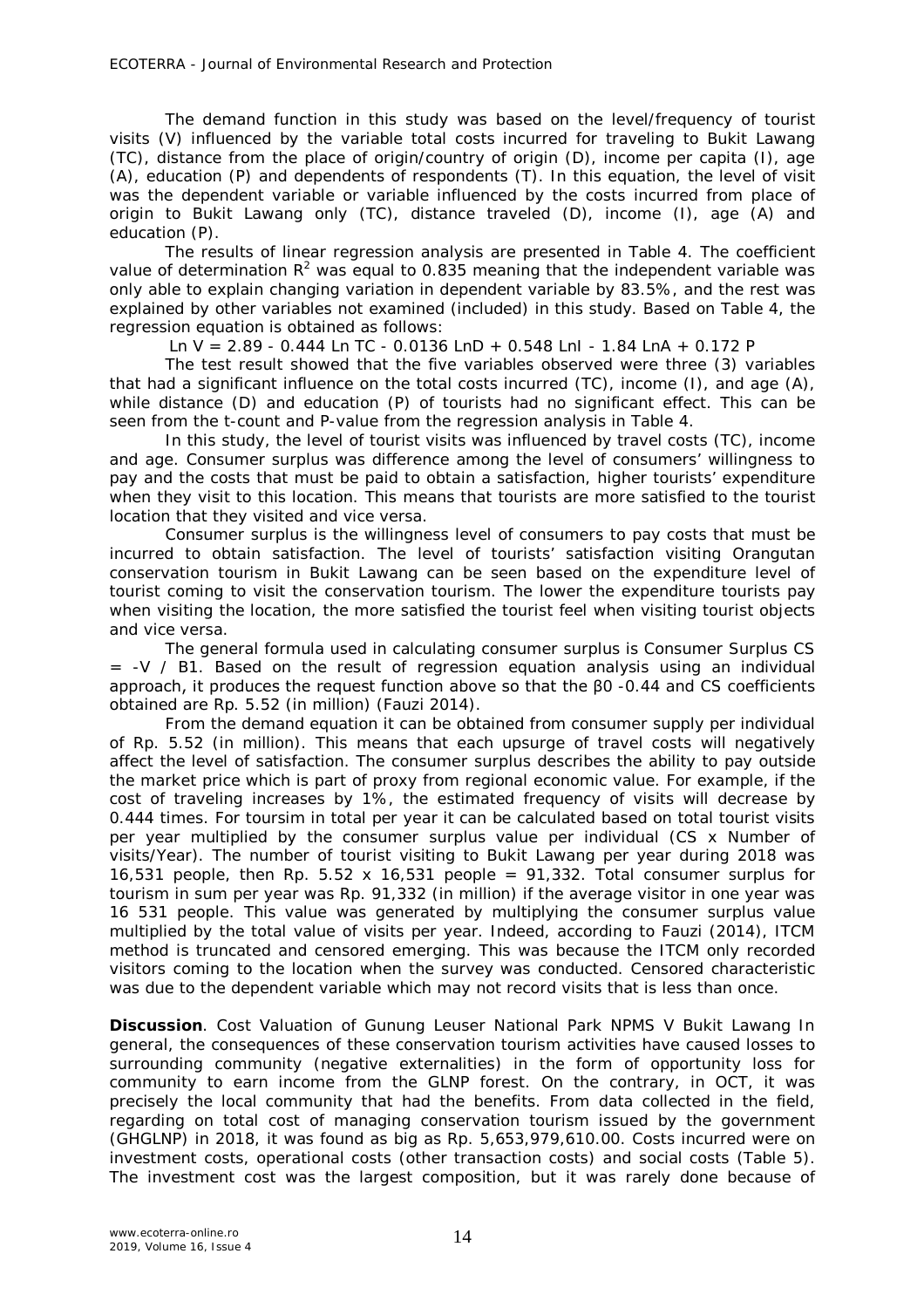The demand function in this study was based on the level/frequency of tourist visits (V) influenced by the variable total costs incurred for traveling to Bukit Lawang (TC), distance from the place of origin/country of origin (D), income per capita (I), age (A), education (P) and dependents of respondents (T). In this equation, the level of visit was the dependent variable or variable influenced by the costs incurred from place of origin to Bukit Lawang only (TC), distance traveled (D), income (I), age (A) and education (P).

The results of linear regression analysis are presented in Table 4. The coefficient value of determination $R^2$ was equal to 0.835 meaning that the independent variable was only able to explain changing variation in dependent variable by 83.5%, and the rest was explained by other variables not examined (included) in this study. Based on Table 4, the regression equation is obtained as follows:

$$\text{Ln } V = 2.89 - 0.444 \text{ Ln } TC - 0.0136 \text{ Ln} D + 0.548 \text{ Ln} I - 1.84 \text{ Ln} A + 0.172 P$$

The test result showed that the five variables observed were three (3) variables that had a significant influence on the total costs incurred (TC), income (I), and age (A), while distance (D) and education (P) of tourists had no significant effect. This can be seen from the t-count and P-value from the regression analysis in Table 4.

In this study, the level of tourist visits was influenced by travel costs (TC), income and age. Consumer surplus was difference among the level of consumers' willingness to pay and the costs that must be paid to obtain a satisfaction, higher tourists' expenditure when they visit to this location. This means that tourists are more satisfied to the tourist location that they visited and vice versa.

Consumer surplus is the willingness level of consumers to pay costs that must be incurred to obtain satisfaction. The level of tourists' satisfaction visiting Orangutan conservation tourism in Bukit Lawang can be seen based on the expenditure level of tourist coming to visit the conservation tourism. The lower the expenditure tourists pay when visiting the location, the more satisfied the tourist feel when visiting tourist objects and vice versa.

The general formula used in calculating consumer surplus is Consumer Surplus CS = -V / B1. Based on the result of regression equation analysis using an individual approach, it produces the request function above so that the $\beta 0$ -0.44 and CS coefficients obtained are Rp. 5.52 (in million) (Fauzi 2014).

From the demand equation it can be obtained from consumer supply per individual of Rp. 5.52 (in million). This means that each upsurge of travel costs will negatively affect the level of satisfaction. The consumer surplus describes the ability to pay outside the market price which is part of proxy from regional economic value. For example, if the cost of traveling increases by 1%, the estimated frequency of visits will decrease by 0.444 times. For toursim in total per year it can be calculated based on total tourist visits per year multiplied by the consumer surplus value per individual (CS x Number of visits/Year). The number of tourist visiting to Bukit Lawang per year during 2018 was 16,531 people, then Rp. 5.52 x 16,531 people = 91,332. Total consumer surplus for tourism in sum per year was Rp. 91,332 (in million) if the average visitor in one year was 16 531 people. This value was generated by multiplying the consumer surplus value multiplied by the total value of visits per year. Indeed, according to Fauzi (2014), ITCM method is truncated and censored emerging. This was because the ITCM only recorded visitors coming to the location when the survey was conducted. Censored characteristic was due to the dependent variable which may not record visits that is less than once.

**Discussion**. Cost Valuation of Gunung Leuser National Park NPMS V Bukit Lawang In general, the consequences of these conservation tourism activities have caused losses to surrounding community (negative externalities) in the form of opportunity loss for community to earn income from the GLNP forest. On the contrary, in OCT, it was precisely the local community that had the benefits. From data collected in the field, regarding on total cost of managing conservation tourism issued by the government (GHGLNP) in 2018, it was found as big as Rp. 5,653,979,610.00. Costs incurred were on investment costs, operational costs (other transaction costs) and social costs (Table 5). The investment cost was the largest composition, but it was rarely done because of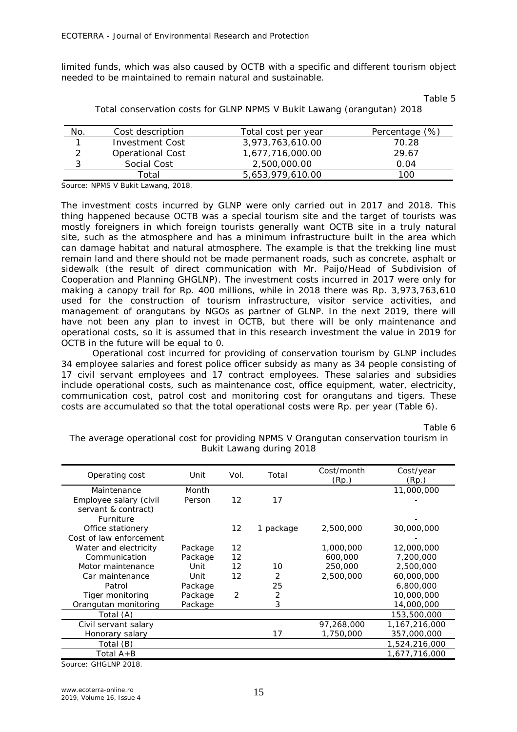limited funds, which was also caused by OCTB with a specific and different tourism object needed to be maintained to remain natural and sustainable.

Table 5

Total conservation costs for GLNP NPMS V Bukit Lawang (orangutan) 2018

| No. | Cost description | Total cost per year | Percentage (%) |
|---|---|---|---|
| 1 | Investment Cost | 3,973,763,610.00 | 70.28 |
| 2 | Operational Cost | 1,677,716,000.00 | 29.67 |
| 3 | Social Cost | 2,500,000.00 | 0.04 |
| | Total | 5,653,979,610.00 | 100 |

Source: NPMS V Bukit Lawang, 2018.

The investment costs incurred by GLNP were only carried out in 2017 and 2018. This thing happened because OCTB was a special tourism site and the target of tourists was mostly foreigners in which foreign tourists generally want OCTB site in a truly natural site, such as the atmosphere and has a minimum infrastructure built in the area which can damage habitat and natural atmosphere. The example is that the trekking line must remain land and there should not be made permanent roads, such as concrete, asphalt or sidewalk (the result of direct communication with Mr. Paijo/Head of Subdivision of Cooperation and Planning GHGLNP). The investment costs incurred in 2017 were only for making a canopy trail for Rp. 400 millions, while in 2018 there was Rp. 3,973,763,610 used for the construction of tourism infrastructure, visitor service activities, and management of orangutans by NGOs as partner of GLNP. In the next 2019, there will have not been any plan to invest in OCTB, but there will be only maintenance and operational costs, so it is assumed that in this research investment the value in 2019 for OCTB in the future will be equal to 0.

Operational cost incurred for providing of conservation tourism by GLNP includes 34 employee salaries and forest police officer subsidy as many as 34 people consisting of 17 civil servant employees and 17 contract employees. These salaries and subsidies include operational costs, such as maintenance cost, office equipment, water, electricity, communication cost, patrol cost and monitoring cost for orangutans and tigers. These costs are accumulated so that the total operational costs were Rp. per year (Table 6).

Table 6

The average operational cost for providing NPMS V Orangutan conservation tourism in Bukit Lawang during 2018

| Operating cost | Unit | Vol. | Total | Cost/month (Rp.) | Cost/year (Rp.) |
|---|---|---|---|---|---|
| Maintenance | Month | | | | 11,000,000 |
| Employee salary (civil servant & contract) | Person | 12 | 17 | | - |
| Furniture | | | | | - |
| Office stationery | | 12 | 1 package | 2,500,000 | 30,000,000 |
| Cost of law enforcement | | | | | - |
| Water and electricity | Package | 12 | | 1,000,000 | 12,000,000 |
| Communication | Package | 12 | | 600,000 | 7,200,000 |
| Motor maintenance | Unit | 12 | 10 | 250,000 | 2,500,000 |
| Car maintenance | Unit | 12 | 2 | 2,500,000 | 60,000,000 |
| Patrol | Package | | 25 | | 6,800,000 |
| Tiger monitoring | Package | 2 | 2 | | 10,000,000 |
| Orangutan monitoring | Package | | 3 | | 14,000,000 |
| Total (A) | | | | | 153,500,000 |
| Civil servant salary | | | | 97,268,000 | 1,167,216,000 |
| Honorary salary | | | 17 | 1,750,000 | 357,000,000 |
| Total (B) | | | | | 1,524,216,000 |
| Total A+B | | | | | 1,677,716,000 |

Source: GHGLNP 2018.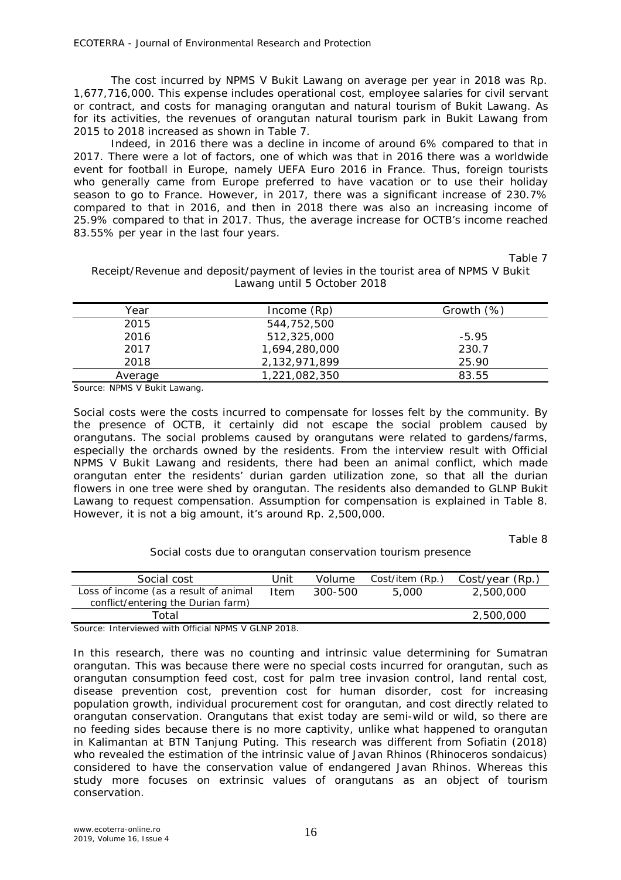The cost incurred by NPMS V Bukit Lawang on average per year in 2018 was Rp. 1,677,716,000. This expense includes operational cost, employee salaries for civil servant or contract, and costs for managing orangutan and natural tourism of Bukit Lawang. As for its activities, the revenues of orangutan natural tourism park in Bukit Lawang from 2015 to 2018 increased as shown in Table 7.

Indeed, in 2016 there was a decline in income of around 6% compared to that in 2017. There were a lot of factors, one of which was that in 2016 there was a worldwide event for football in Europe, namely UEFA Euro 2016 in France. Thus, foreign tourists who generally came from Europe preferred to have vacation or to use their holiday season to go to France. However, in 2017, there was a significant increase of 230.7% compared to that in 2016, and then in 2018 there was also an increasing income of 25.9% compared to that in 2017. Thus, the average increase for OCTB's income reached 83.55% per year in the last four years.

Table 7

Receipt/Revenue and deposit/payment of levies in the tourist area of NPMS V Bukit Lawang until 5 October 2018

| Year | Income (Rp) | Growth (%) |
|---|---|---|
| 2015 | 544,752,500 | |
| 2016 | 512,325,000 | -5.95 |
| 2017 | 1,694,280,000 | 230.7 |
| 2018 | 2,132,971,899 | 25.90 |
| Average | 1,221,082,350 | 83.55 |

Source: NPMS V Bukit Lawang.

Social costs were the costs incurred to compensate for losses felt by the community. By the presence of OCTB, it certainly did not escape the social problem caused by orangutans. The social problems caused by orangutans were related to gardens/farms, especially the orchards owned by the residents. From the interview result with Official NPMS V Bukit Lawang and residents, there had been an animal conflict, which made orangutan enter the residents' durian garden utilization zone, so that all the durian flowers in one tree were shed by orangutan. The residents also demanded to GLNP Bukit Lawang to request compensation. Assumption for compensation is explained in Table 8. However, it is not a big amount, it's around Rp. 2,500,000.

Table 8

Social costs due to orangutan conservation tourism presence

| Social cost | Unit | Volume | Cost/item (Rp.) | Cost/year (Rp.) |
|---|---|---|---|---|
| Loss of income (as a result of animal conflict/entering the Durian farm) | Item | 300-500 | 5,000 | 2,500,000 |
| Total | | | | 2,500,000 |

Source: Interviewed with Official NPMS V GLNP 2018.

In this research, there was no counting and intrinsic value determining for Sumatran orangutan. This was because there were no special costs incurred for orangutan, such as orangutan consumption feed cost, cost for palm tree invasion control, land rental cost, disease prevention cost, prevention cost for human disorder, cost for increasing population growth, individual procurement cost for orangutan, and cost directly related to orangutan conservation. Orangutans that exist today are semi-wild or wild, so there are no feeding sides because there is no more captivity, unlike what happened to orangutan in Kalimantan at BTN Tanjung Puting. This research was different from Sofiatin (2018) who revealed the estimation of the intrinsic value of Javan Rhinos (*Rhinoceros sondaicus*) considered to have the conservation value of endangered Javan Rhinos. Whereas this study more focuses on extrinsic values of orangutans as an object of tourism conservation.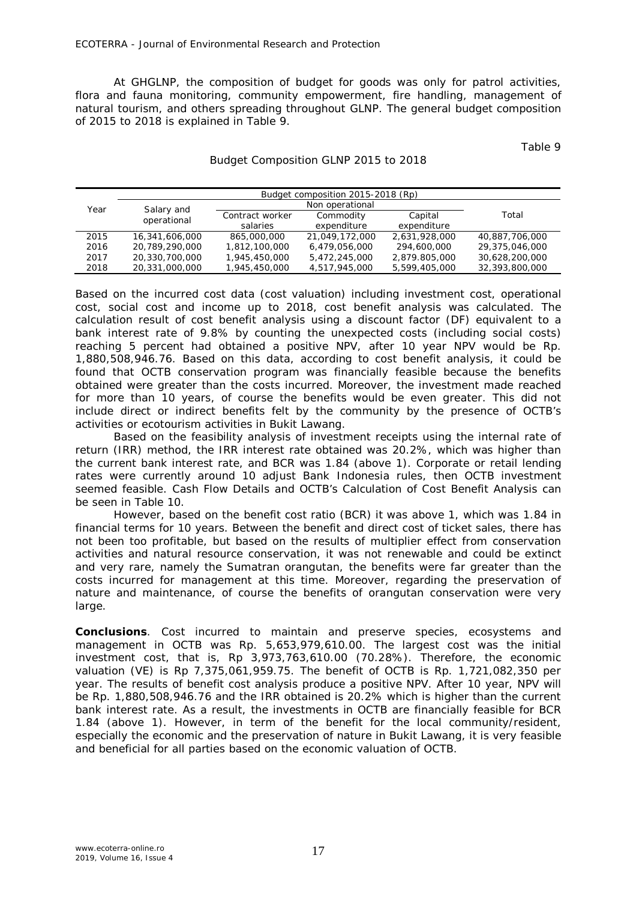At GHGLNP, the composition of budget for goods was only for patrol activities, flora and fauna monitoring, community empowerment, fire handling, management of natural tourism, and others spreading throughout GLNP. The general budget composition of 2015 to 2018 is explained in Table 9.

Table 9

Budget Composition GLNP 2015 to 2018

| Year | Budget composition 2015-2018 (Rp) | | | | |
|---|---|---|---|---|---|
| | Salary and operational | Non operational | | | Total |
| | | Contract worker salaries | Commodity expenditure | Capital expenditure | |
| 2015 | 16,341,606,000 | 865,000,000 | 21,049,172,000 | 2,631,928,000 | 40,887,706,000 |
| 2016 | 20,789,290,000 | 1,812,100,000 | 6,479,056,000 | 294,600,000 | 29,375,046,000 |
| 2017 | 20,330,700,000 | 1,945,450,000 | 5,472,245,000 | 2,879.805,000 | 30,628,200,000 |
| 2018 | 20,331,000,000 | 1,945,450,000 | 4,517,945,000 | 5,599,405,000 | 32,393,800,000 |

Based on the incurred cost data (cost valuation) including investment cost, operational cost, social cost and income up to 2018, cost benefit analysis was calculated. The calculation result of cost benefit analysis using a discount factor (DF) equivalent to a bank interest rate of 9.8% by counting the unexpected costs (including social costs) reaching 5 percent had obtained a positive NPV, after 10 year NPV would be Rp. 1,880,508,946.76. Based on this data, according to cost benefit analysis, it could be found that OCTB conservation program was financially feasible because the benefits obtained were greater than the costs incurred. Moreover, the investment made reached for more than 10 years, of course the benefits would be even greater. This did not include direct or indirect benefits felt by the community by the presence of OCTB's activities or ecotourism activities in Bukit Lawang.

Based on the feasibility analysis of investment receipts using the internal rate of return (IRR) method, the IRR interest rate obtained was 20.2%, which was higher than the current bank interest rate, and BCR was 1.84 (above 1). Corporate or retail lending rates were currently around 10 adjust Bank Indonesia rules, then OCTB investment seemed feasible. Cash Flow Details and OCTB's Calculation of Cost Benefit Analysis can be seen in Table 10.

However, based on the benefit cost ratio (BCR) it was above 1, which was 1.84 in financial terms for 10 years. Between the benefit and direct cost of ticket sales, there has not been too profitable, but based on the results of multiplier effect from conservation activities and natural resource conservation, it was not renewable and could be extinct and very rare, namely the Sumatran orangutan, the benefits were far greater than the costs incurred for management at this time. Moreover, regarding the preservation of nature and maintenance, of course the benefits of orangutan conservation were very large.

**Conclusions**. Cost incurred to maintain and preserve species, ecosystems and management in OCTB was Rp. 5,653,979,610.00. The largest cost was the initial investment cost, that is, Rp 3,973,763,610.00 (70.28%). Therefore, the economic valuation (VE) is Rp 7,375,061,959.75. The benefit of OCTB is Rp. 1,721,082,350 per year. The results of benefit cost analysis produce a positive NPV. After 10 year, NPV will be Rp. 1,880,508,946.76 and the IRR obtained is 20.2% which is higher than the current bank interest rate. As a result, the investments in OCTB are financially feasible for BCR 1.84 (above 1). However, in term of the benefit for the local community/resident, especially the economic and the preservation of nature in Bukit Lawang, it is very feasible and beneficial for all parties based on the economic valuation of OCTB.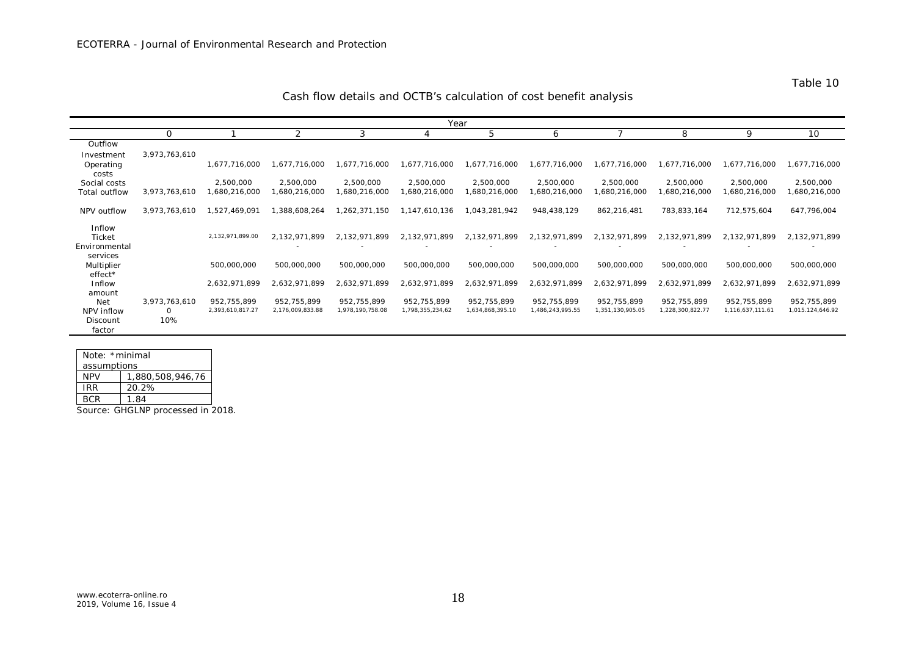Table 10

Cash flow details and OCTB's calculation of cost benefit analysis

| | Year | | | | | | | | | | |
|---|---|---|---|---|---|---|---|---|---|---|---|
| | 0 | 1 | 2 | 3 | 4 | 5 | 6 | 7 | 8 | 9 | 10 |
| Outflow | | | | | | | | | | | |
| Investment | 3,973,763,610 | | | | | | | | | | |
| Operating costs | | 1,677,716,000 | 1,677,716,000 | 1,677,716,000 | 1,677,716,000 | 1,677,716,000 | 1,677,716,000 | 1,677,716,000 | 1,677,716,000 | 1,677,716,000 | 1,677,716,000 |
| Social costs | | 2,500,000 | 2,500,000 | 2,500,000 | 2,500,000 | 2,500,000 | 2,500,000 | 2,500,000 | 2,500,000 | 2,500,000 | 2,500,000 |
| Total outflow | 3,973,763,610 | 1,680,216,000 | 1,680,216,000 | 1,680,216,000 | 1,680,216,000 | 1,680,216,000 | 1,680,216,000 | 1,680,216,000 | 1,680,216,000 | 1,680,216,000 | 1,680,216,000 |
| NPV outflow | 3,973,763,610 | 1,527,469,091 | 1,388,608,264 | 1,262,371,150 | 1,147,610,136 | 1,043,281,942 | 948,438,129 | 862,216,481 | 783,833,164 | 712,575,604 | 647,796,004 |
| Inflow | | | | | | | | | | | |
| Ticket | | 2,132,971,899.00 | 2,132,971,899 | 2,132,971,899 | 2,132,971,899 | 2,132,971,899 | 2,132,971,899 | 2,132,971,899 | 2,132,971,899 | 2,132,971,899 | 2,132,971,899 |
| Environmental services | | | - | - | - | - | - | - | - | - | - |
| Multiplier effect* | | 500,000,000 | 500,000,000 | 500,000,000 | 500,000,000 | 500,000,000 | 500,000,000 | 500,000,000 | 500,000,000 | 500,000,000 | 500,000,000 |
| Inflow amount | | 2,632,971,899 | 2,632,971,899 | 2,632,971,899 | 2,632,971,899 | 2,632,971,899 | 2,632,971,899 | 2,632,971,899 | 2,632,971,899 | 2,632,971,899 | 2,632,971,899 |
| Net | 3,973,763,610 | 952,755,899 | 952,755,899 | 952,755,899 | 952,755,899 | 952,755,899 | 952,755,899 | 952,755,899 | 952,755,899 | 952,755,899 | 952,755,899 |
| NPV inflow | 0 | 2,393,610,817.27 | 2,176,009,833.88 | 1,978,190,758.08 | 1,798,355,234,62 | 1,634,868,395.10 | 1,486,243,995.55 | 1,351,130,905.05 | 1,228,300,822.77 | 1,116,637,111.61 | 1,015.124,646.92 |
| Discount factor | 10% | | | | | | | | | | |

| Note: *minimal assumptions | |
|---|---|
| NPV | 1,880,508,946,76 |
| IRR | 20.2% |
| BCR | 1.84 |

Source: GHGLNP processed in 2018.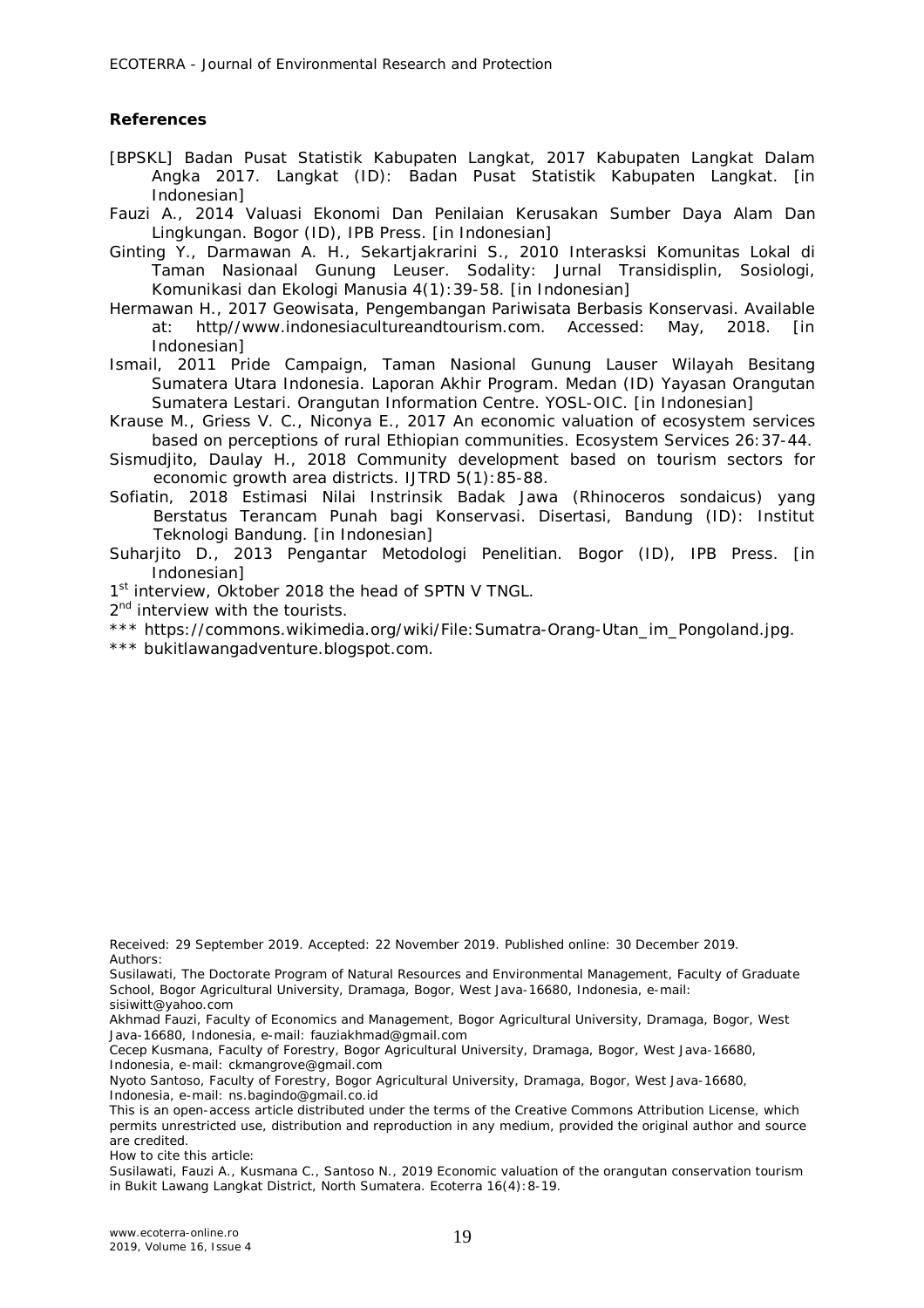## References

[BPSKL] Badan Pusat Statistik Kabupaten Langkat, 2017 Kabupaten Langkat Dalam Angka 2017. Langkat (ID): Badan Pusat Statistik Kabupaten Langkat. [in Indonesian]

Fauzi A., 2014 Valuasi Ekonomi Dan Penilaian Kerusakan Sumber Daya Alam Dan Lingkungan. Bogor (ID), IPB Press. [in Indonesian]

Ginting Y., Darmawan A. H., Sekartjakrarini S., 2010 Interasksi Komunitas Lokal di Taman Nasionaal Gunung Leuser. Sodality: Jurnal Transidisplin, Sosiologi, Komunikasi dan Ekologi Manusia 4(1):39-58. [in Indonesian]

Hermawan H., 2017 Geowisata, Pengembangan Pariwisata Berbasis Konservasi. Available at: http//www.indonesiacultureandtourism.com. Accessed: May, 2018. [in Indonesian]

Ismail, 2011 Pride Campaign, Taman Nasional Gunung Lauser Wilayah Besitang Sumatera Utara Indonesia. Laporan Akhir Program. Medan (ID) Yayasan Orangutan Sumatera Lestari. Orangutan Information Centre. YOSL-OIC. [in Indonesian]

Krause M., Griess V. C., Niconya E., 2017 An economic valuation of ecosystem services based on perceptions of rural Ethiopian communities. Ecosystem Services 26:37-44.

Sismudjito, Daulay H., 2018 Community development based on tourism sectors for economic growth area districts. IJTRD 5(1):85-88.

Sofiatin, 2018 Estimasi Nilai Instrinsik Badak Jawa (Rhinoceros sondaicus) yang Berstatus Terancam Punah bagi Konservasi. Disertasi, Bandung (ID): Institut Teknologi Bandung. [in Indonesian]

Suharjito D., 2013 Pengantar Metodologi Penelitian. Bogor (ID), IPB Press. [in Indonesian]

1st interview, Oktober 2018 the head of SPTN V TNGL.

2nd interview with the tourists.

*** https://commons.wikimedia.org/wiki/File:Sumatra-Orang-Utan_im_Pongoland.jpg.

*** bukitlawangadventure.blogspot.com.

Received: 29 September 2019. Accepted: 22 November 2019. Published online: 30 December 2019.

Authors:

Susilawati, The Doctorate Program of Natural Resources and Environmental Management, Faculty of Graduate School, Bogor Agricultural University, Dramaga, Bogor, West Java-16680, Indonesia, e-mail: sisiwitt@yahoo.com

Akhmad Fauzi, Faculty of Economics and Management, Bogor Agricultural University, Dramaga, Bogor, West Java-16680, Indonesia, e-mail: fauziakhmad@gmail.com

Cecep Kusmana, Faculty of Forestry, Bogor Agricultural University, Dramaga, Bogor, West Java-16680, Indonesia, e-mail: ckmangrove@gmail.com

Nyoto Santoso, Faculty of Forestry, Bogor Agricultural University, Dramaga, Bogor, West Java-16680, Indonesia, e-mail: ns.bagindo@gmail.co.id

This is an open-access article distributed under the terms of the Creative Commons Attribution License, which permits unrestricted use, distribution and reproduction in any medium, provided the original author and source are credited.

How to cite this article:

Susilawati, Fauzi A., Kusmana C., Santoso N., 2019 Economic valuation of the orangutan conservation tourism in Bukit Lawang Langkat District, North Sumatera. Ecoterra 16(4):8-19.